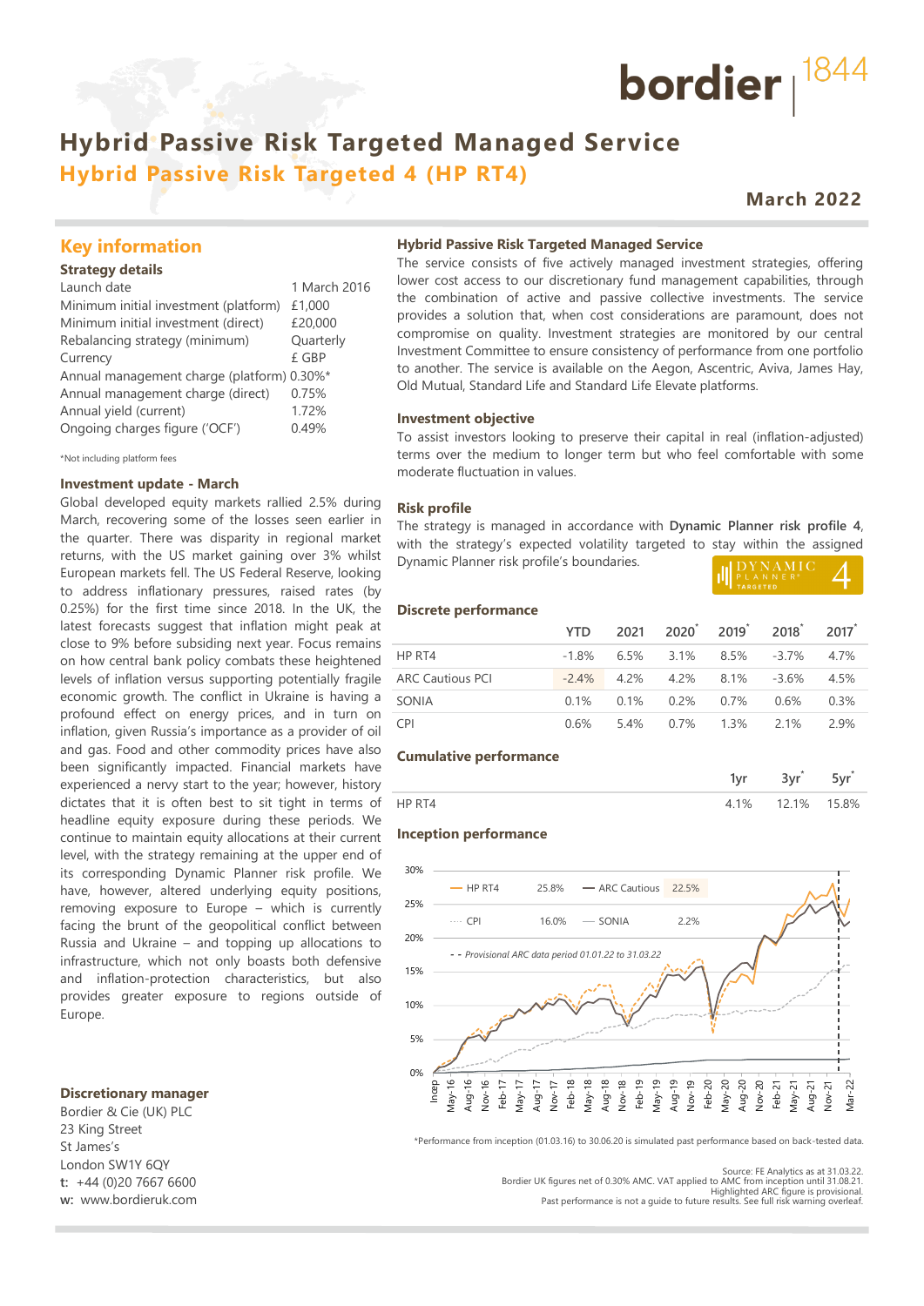# Hybrid Passive Risk Targeted Managed Service

## Hybrid Passive Risk Targeted 4 (HP RT4)

**March 2022**

## Key information

### Strategy details

| | |
|---|---|
| Launch date | 1 March 2016 |
| Minimum initial investment (platform) | £1,000 |
| Minimum initial investment (direct) | £20,000 |
| Rebalancing strategy (minimum) | Quarterly |
| Currency | £ GBP |
| Annual management charge (platform) | 0.30%* |
| Annual management charge (direct) | 0.75% |
| Annual yield (current) | 1.72% |
| Ongoing charges figure ('OCF') | 0.49% |

*Not including platform fees

### Investment update - March

Global developed equity markets rallied 2.5% during March, recovering some of the losses seen earlier in the quarter. There was disparity in regional market returns, with the US market gaining over 3% whilst European markets fell. The US Federal Reserve, looking to address inflationary pressures, raised rates (by 0.25%) for the first time since 2018. In the UK, the latest forecasts suggest that inflation might peak at close to 9% before subsiding next year. Focus remains on how central bank policy combats these heightened levels of inflation versus supporting potentially fragile economic growth. The conflict in Ukraine is having a profound effect on energy prices, and in turn on inflation, given Russia's importance as a provider of oil and gas. Food and other commodity prices have also been significantly impacted. Financial markets have experienced a nervy start to the year; however, history dictates that it is often best to sit tight in terms of headline equity exposure during these periods. We continue to maintain equity allocations at their current level, with the strategy remaining at the upper end of its corresponding Dynamic Planner risk profile. We have, however, altered underlying equity positions, removing exposure to Europe – which is currently facing the brunt of the geopolitical conflict between Russia and Ukraine – and topping up allocations to infrastructure, which not only boasts both defensive and inflation-protection characteristics, but also provides greater exposure to regions outside of Europe.

### Discretionary manager

Bordier & Cie (UK) PLC
23 King Street
St James's
London SW1Y 6QY
**t:** +44 (0)20 7667 6600
**w:** www.bordieruk.com

### Hybrid Passive Risk Targeted Managed Service

The service consists of five actively managed investment strategies, offering lower cost access to our discretionary fund management capabilities, through the combination of active and passive collective investments. The service provides a solution that, when cost considerations are paramount, does not compromise on quality. Investment strategies are monitored by our central Investment Committee to ensure consistency of performance from one portfolio to another. The service is available on the Aegon, Ascentric, Aviva, James Hay, Old Mutual, Standard Life and Standard Life Elevate platforms.

### Investment objective

To assist investors looking to preserve their capital in real (inflation-adjusted) terms over the medium to longer term but who feel comfortable with some moderate fluctuation in values.

### Risk profile

The strategy is managed in accordance with **Dynamic Planner risk profile 4**, with the strategy's expected volatility targeted to stay within the assigned Dynamic Planner risk profile's boundaries.

DYNAMIC PLANNER® TARGETED 4

### Discrete performance

| | YTD | 2021 | 2020* | 2019* | 2018* | 2017* |
|---|---|---|---|---|---|---|
| HP RT4 | -1.8% | 6.5% | 3.1% | 8.5% | -3.7% | 4.7% |
| ARC Cautious PCI | -2.4% | 4.2% | 4.2% | 8.1% | -3.6% | 4.5% |
| SONIA | 0.1% | 0.1% | 0.2% | 0.7% | 0.6% | 0.3% |
| CPI | 0.6% | 5.4% | 0.7% | 1.3% | 2.1% | 2.9% |

### Cumulative performance

| | 1yr | 3yr* | 5yr* |
|---|---|---|---|
| HP RT4 | 4.1% | 12.1% | 15.8% |

### Inception performance

| HP RT4 | ARC Cautious | CPI | SONIA |
|---|---|---|---|
| 25.8% | 22.5% | 16.0% | 2.2% |

- - Provisional ARC data period 01.01.22 to 31.03.22

*Performance from inception (01.03.16) to 30.06.20 is simulated past performance based on back-tested data.

Source: FE Analytics as at 31.03.22.
Bordier UK figures net of 0.30% AMC. VAT applied to AMC from inception until 31.08.21.
Highlighted ARC figure is provisional.
Past performance is not a guide to future results. See full risk warning overleaf.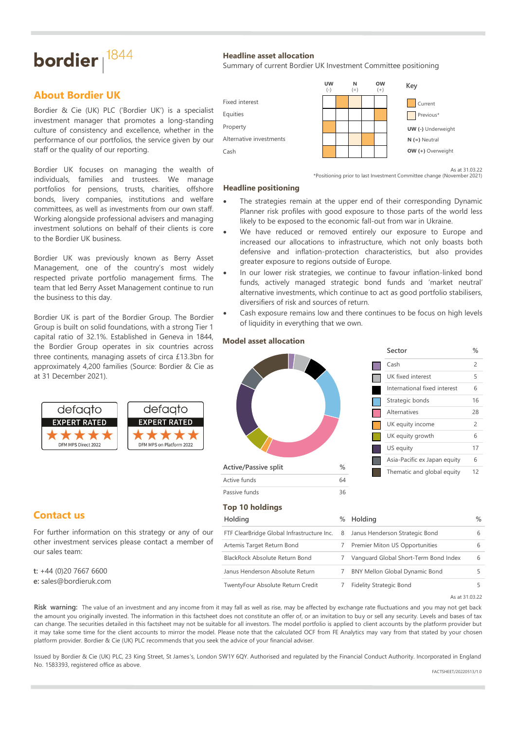# bordier 1844

## About Bordier UK

Bordier & Cie (UK) PLC ('Bordier UK') is a specialist investment manager that promotes a long-standing culture of consistency and excellence, whether in the performance of our portfolios, the service given by our staff or the quality of our reporting.

Bordier UK focuses on managing the wealth of individuals, families and trustees. We manage portfolios for pensions, trusts, charities, offshore bonds, livery companies, institutions and welfare committees, as well as investments from our own staff. Working alongside professional advisers and managing investment solutions on behalf of their clients is core to the Bordier UK business.

Bordier UK was previously known as Berry Asset Management, one of the country's most widely respected private portfolio management firms. The team that led Berry Asset Management continue to run the business to this day.

Bordier UK is part of the Bordier Group. The Bordier Group is built on solid foundations, with a strong Tier 1 capital ratio of 32.1%. Established in Geneva in 1844, the Bordier Group operates in six countries across three continents, managing assets of circa £13.3bn for approximately 4,200 families (Source: Bordier & Cie as at 31 December 2021).

defaqto EXPERT RATED ★★★★★ DFM MPS Direct 2022

defaqto EXPERT RATED ★★★★★ DFM MPS on Platform 2022

## Contact us

For further information on this strategy or any of our other investment services please contact a member of our sales team:

**t:** +44 (0)20 7667 6600
**e:** sales@bordieruk.com

## Headline asset allocation

Summary of current Bordier UK Investment Committee positioning

UW (-) N (=) OW (+)

Fixed interest
Equities
Property
Alternative investments
Cash

Key
Current
Previous*
**UW (-)** Underweight
**N (=)** Neutral
**OW (+)** Overweight

As at 31.03.22

*Positioning prior to last Investment Committee change (November 2021)

## Headline positioning

- The strategies remain at the upper end of their corresponding Dynamic Planner risk profiles with good exposure to those parts of the world less likely to be exposed to the economic fall-out from war in Ukraine.
- We have reduced or removed entirely our exposure to Europe and increased our allocations to infrastructure, which not only boasts both defensive and inflation-protection characteristics, but also provides greater exposure to regions outside of Europe.
- In our lower risk strategies, we continue to favour inflation-linked bond funds, actively managed strategic bond funds and 'market neutral' alternative investments, which continue to act as good portfolio stabilisers, diversifiers of risk and sources of return.
- Cash exposure remains low and there continues to be focus on high levels of liquidity in everything that we own.

## Model asset allocation

| Sector | % |
|---|---|
| Cash | 2 |
| UK fixed interest | 5 |
| International fixed interest | 6 |
| Strategic bonds | 16 |
| Alternatives | 28 |
| UK equity income | 2 |
| UK equity growth | 6 |
| US equity | 17 |
| Asia-Pacific ex Japan equity | 6 |
| Thematic and global equity | 12 |

| Active/Passive split | % |
|---|---|
| Active funds | 64 |
| Passive funds | 36 |

## Top 10 holdings

| Holding | % | Holding | % |
|---|---|---|---|
| FTF ClearBridge Global Infrastructure Inc. | 8 | Janus Henderson Strategic Bond | 6 |
| Artemis Target Return Bond | 7 | Premier Miton US Opportunities | 6 |
| BlackRock Absolute Return Bond | 7 | Vanguard Global Short-Term Bond Index | 6 |
| Janus Henderson Absolute Return | 7 | BNY Mellon Global Dynamic Bond | 5 |
| TwentyFour Absolute Return Credit | 7 | Fidelity Strategic Bond | 5 |

As at 31.03.22

**Risk warning:** The value of an investment and any income from it may fall as well as rise, may be affected by exchange rate fluctuations and you may not get back the amount you originally invested. The information in this factsheet does not constitute an offer of, or an invitation to buy or sell any security. Levels and bases of tax can change. The securities detailed in this factsheet may not be suitable for all investors. The model portfolio is applied to client accounts by the platform provider but it may take some time for the client accounts to mirror the model. Please note that the calculated OCF from FE Analytics may vary from that stated by your chosen platform provider. Bordier & Cie (UK) PLC recommends that you seek the advice of your financial adviser.

Issued by Bordier & Cie (UK) PLC, 23 King Street, St James's, London SW1Y 6QY. Authorised and regulated by the Financial Conduct Authority. Incorporated in England No. 1583393, registered office as above.

FACTSHEET/20220513/1.0